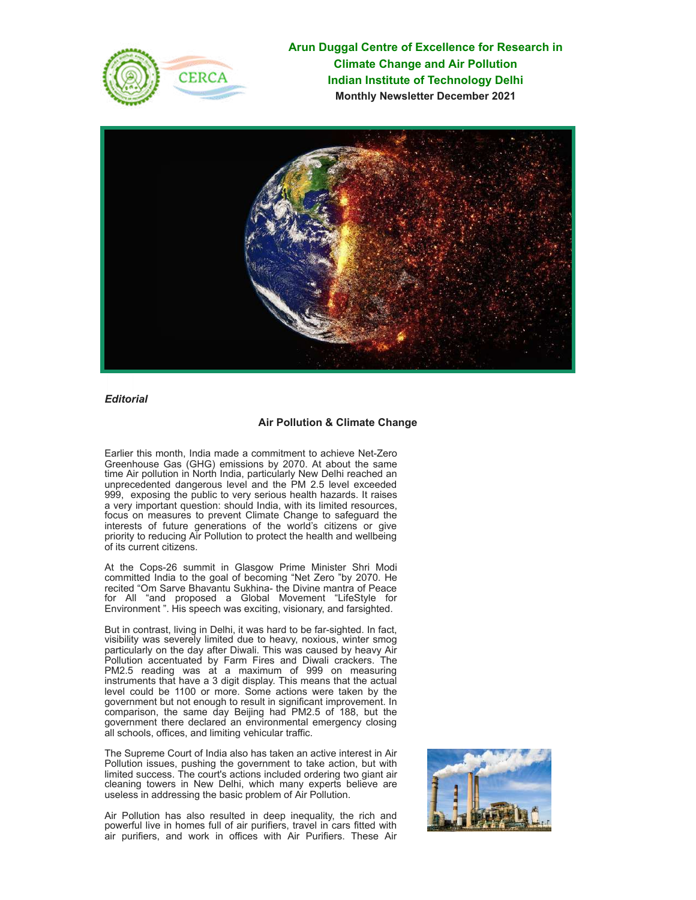# Arun Duggal Centre of Excellence for Research in Climate Change and Air Pollution

## Indian Institute of Technology Delhi

**Monthly Newsletter December 2021**

***Editorial***

### Air Pollution & Climate Change

Earlier this month, India made a commitment to achieve Net-Zero Greenhouse Gas (GHG) emissions by 2070. At about the same time Air pollution in North India, particularly New Delhi reached an unprecedented dangerous level and the PM 2.5 level exceeded 999, exposing the public to very serious health hazards. It raises a very important question: should India, with its limited resources, focus on measures to prevent Climate Change to safeguard the interests of future generations of the world's citizens or give priority to reducing Air Pollution to protect the health and wellbeing of its current citizens.

At the Cops-26 summit in Glasgow Prime Minister Shri Modi committed India to the goal of becoming "Net Zero "by 2070. He recited "Om Sarve Bhavantu Sukhina- the Divine mantra of Peace for All "and proposed a Global Movement "LifeStyle for Environment ". His speech was exciting, visionary, and farsighted.

But in contrast, living in Delhi, it was hard to be far-sighted. In fact, visibility was severely limited due to heavy, noxious, winter smog particularly on the day after Diwali. This was caused by heavy Air Pollution accentuated by Farm Fires and Diwali crackers. The PM2.5 reading was at a maximum of 999 on measuring instruments that have a 3 digit display. This means that the actual level could be 1100 or more. Some actions were taken by the government but not enough to result in significant improvement. In comparison, the same day Beijing had PM2.5 of 188, but the government there declared an environmental emergency closing all schools, offices, and limiting vehicular traffic.

The Supreme Court of India also has taken an active interest in Air Pollution issues, pushing the government to take action, but with limited success. The court's actions included ordering two giant air cleaning towers in New Delhi, which many experts believe are useless in addressing the basic problem of Air Pollution.

Air Pollution has also resulted in deep inequality, the rich and powerful live in homes full of air purifiers, travel in cars fitted with air purifiers, and work in offices with Air Purifiers. These Air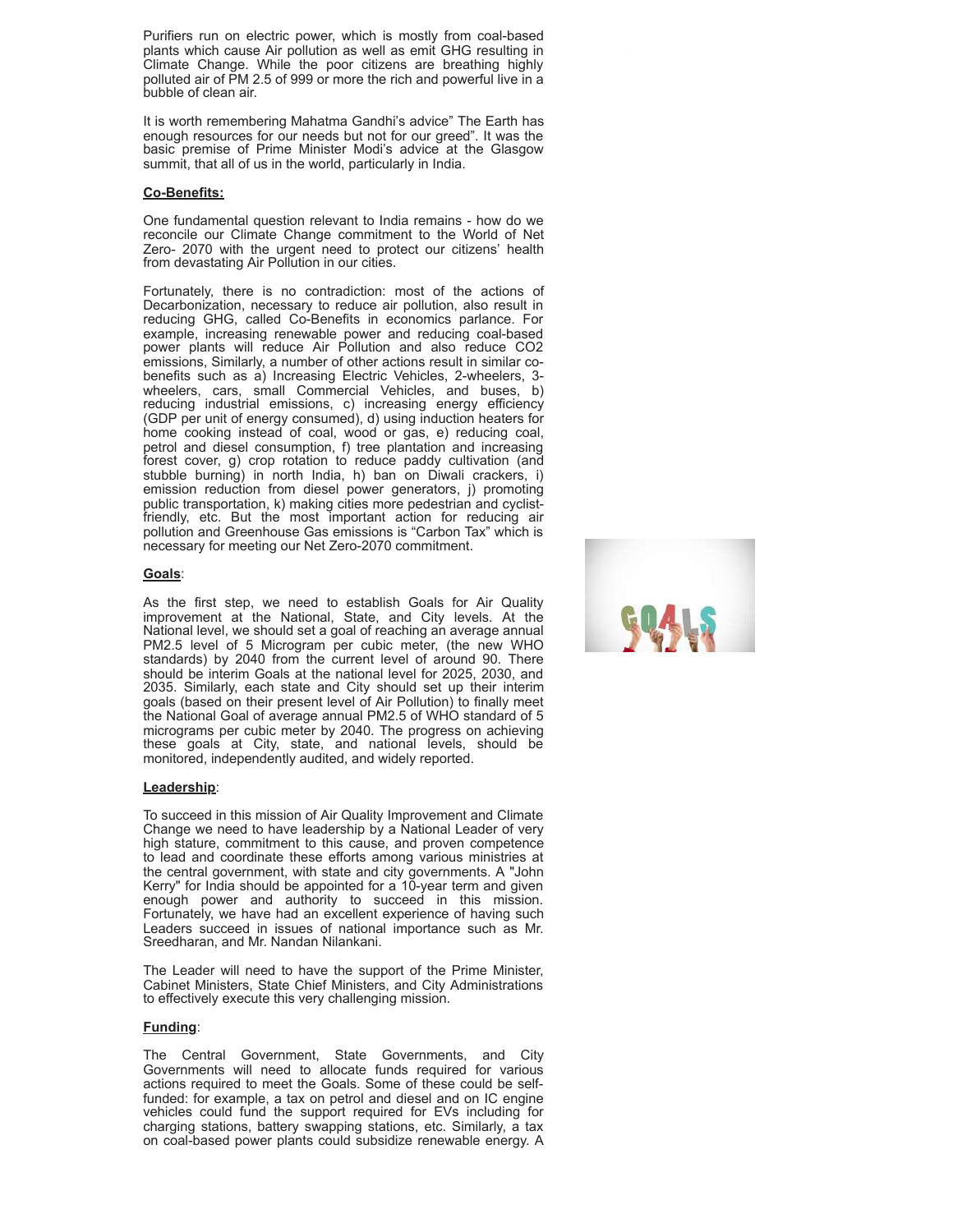Purifiers run on electric power, which is mostly from coal-based plants which cause Air pollution as well as emit GHG resulting in Climate Change. While the poor citizens are breathing highly polluted air of PM 2.5 of 999 or more the rich and powerful live in a bubble of clean air.

It is worth remembering Mahatma Gandhi's advice" The Earth has enough resources for our needs but not for our greed". It was the basic premise of Prime Minister Modi's advice at the Glasgow summit, that all of us in the world, particularly in India.

**Co-Benefits:**

One fundamental question relevant to India remains - how do we reconcile our Climate Change commitment to the World of Net Zero- 2070 with the urgent need to protect our citizens' health from devastating Air Pollution in our cities.

Fortunately, there is no contradiction: most of the actions of Decarbonization, necessary to reduce air pollution, also result in reducing GHG, called Co-Benefits in economics parlance. For example, increasing renewable power and reducing coal-based power plants will reduce Air Pollution and also reduce CO2 emissions, Similarly, a number of other actions result in similar co-benefits such as a) Increasing Electric Vehicles, 2-wheelers, 3-wheelers, cars, small Commercial Vehicles, and buses, b) reducing industrial emissions, c) increasing energy efficiency (GDP per unit of energy consumed), d) using induction heaters for home cooking instead of coal, wood or gas, e) reducing coal, petrol and diesel consumption, f) tree plantation and increasing forest cover, g) crop rotation to reduce paddy cultivation (and stubble burning) in north India, h) ban on Diwali crackers, i) emission reduction from diesel power generators, j) promoting public transportation, k) making cities more pedestrian and cyclist-friendly, etc. But the most important action for reducing air pollution and Greenhouse Gas emissions is "Carbon Tax" which is necessary for meeting our Net Zero-2070 commitment.

**Goals**:

As the first step, we need to establish Goals for Air Quality improvement at the National, State, and City levels. At the National level, we should set a goal of reaching an average annual PM2.5 level of 5 Microgram per cubic meter, (the new WHO standards) by 2040 from the current level of around 90. There should be interim Goals at the national level for 2025, 2030, and 2035. Similarly, each state and City should set up their interim goals (based on their present level of Air Pollution) to finally meet the National Goal of average annual PM2.5 of WHO standard of 5 micrograms per cubic meter by 2040. The progress on achieving these goals at City, state, and national levels, should be monitored, independently audited, and widely reported.

**Leadership**:

To succeed in this mission of Air Quality Improvement and Climate Change we need to have leadership by a National Leader of very high stature, commitment to this cause, and proven competence to lead and coordinate these efforts among various ministries at the central government, with state and city governments. A "John Kerry" for India should be appointed for a 10-year term and given enough power and authority to succeed in this mission. Fortunately, we have had an excellent experience of having such Leaders succeed in issues of national importance such as Mr. Sreedharan, and Mr. Nandan Nilankani.

The Leader will need to have the support of the Prime Minister, Cabinet Ministers, State Chief Ministers, and City Administrations to effectively execute this very challenging mission.

**Funding**:

The Central Government, State Governments, and City Governments will need to allocate funds required for various actions required to meet the Goals. Some of these could be self-funded: for example, a tax on petrol and diesel and on IC engine vehicles could fund the support required for EVs including for charging stations, battery swapping stations, etc. Similarly, a tax on coal-based power plants could subsidize renewable energy. A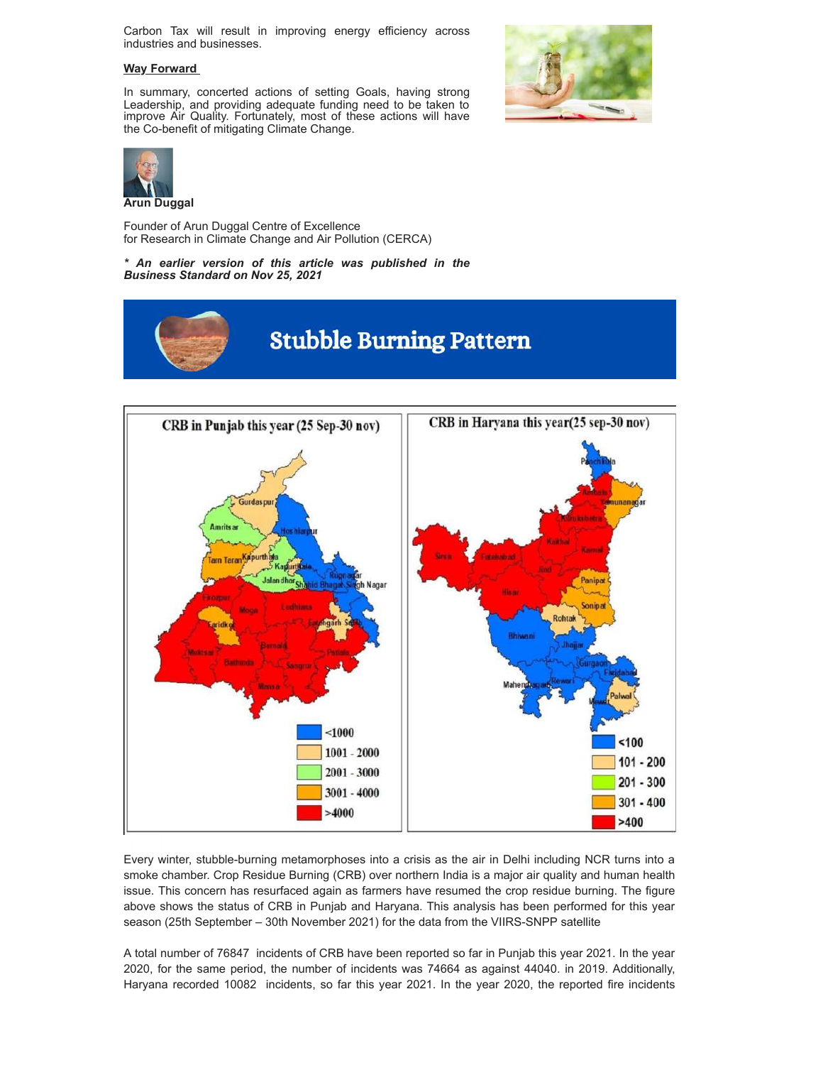Carbon Tax will result in improving energy efficiency across industries and businesses.

**Way Forward**

In summary, concerted actions of setting Goals, having strong Leadership, and providing adequate funding need to be taken to improve Air Quality. Fortunately, most of these actions will have the Co-benefit of mitigating Climate Change.

**Arun Duggal**

Founder of Arun Duggal Centre of Excellence
for Research in Climate Change and Air Pollution (CERCA)

***\* An earlier version of this article was published in the Business Standard on Nov 25, 2021***

# Stubble Burning Pattern

Every winter, stubble-burning metamorphoses into a crisis as the air in Delhi including NCR turns into a smoke chamber. Crop Residue Burning (CRB) over northern India is a major air quality and human health issue. This concern has resurfaced again as farmers have resumed the crop residue burning. The figure above shows the status of CRB in Punjab and Haryana. This analysis has been performed for this year season (25th September – 30th November 2021) for the data from the VIIRS-SNPP satellite

A total number of 76847 incidents of CRB have been reported so far in Punjab this year 2021. In the year 2020, for the same period, the number of incidents was 74664 as against 44040. in 2019. Additionally, Haryana recorded 10082 incidents, so far this year 2021. In the year 2020, the reported fire incidents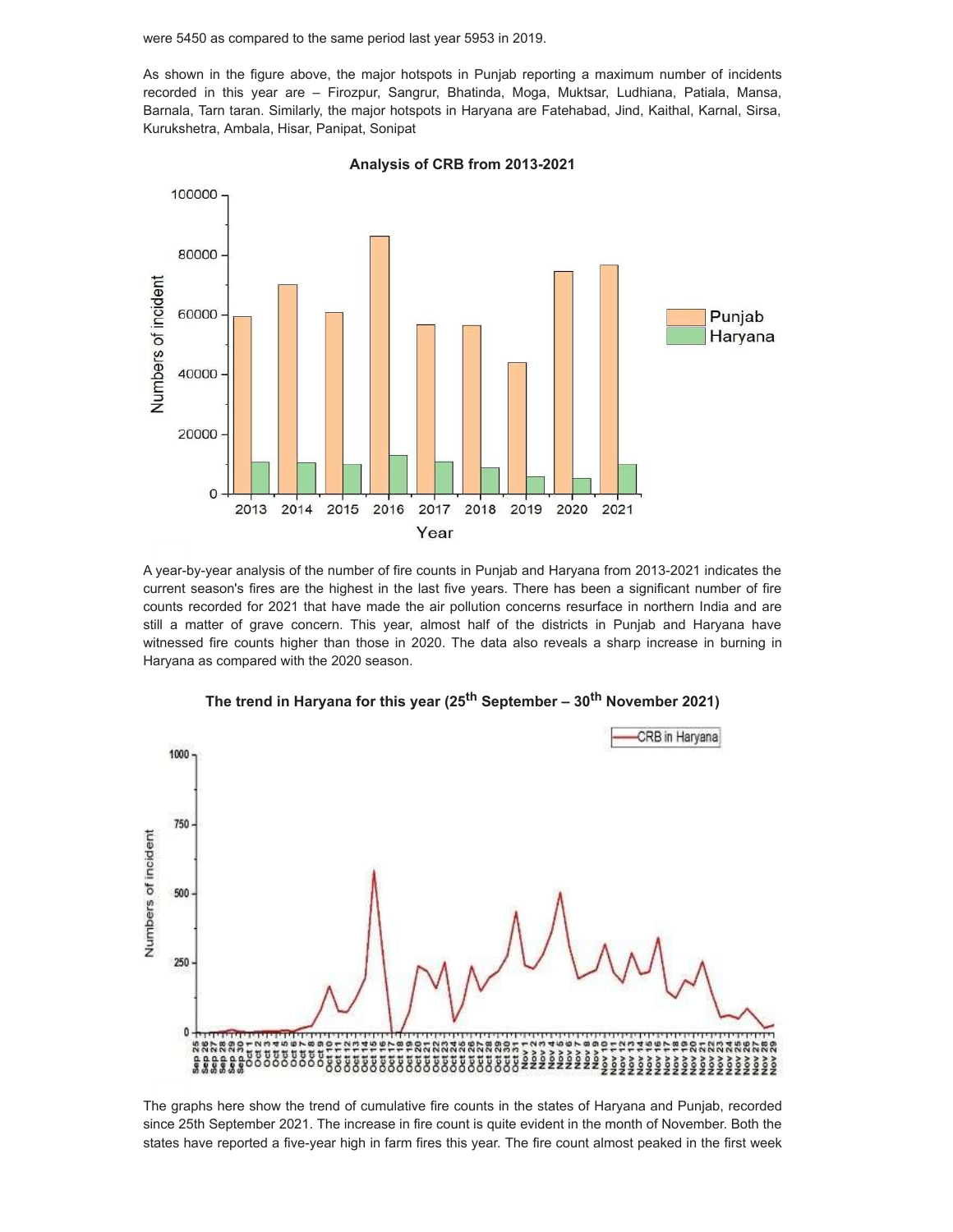were 5450 as compared to the same period last year 5953 in 2019.

As shown in the figure above, the major hotspots in Punjab reporting a maximum number of incidents recorded in this year are – Firozpur, Sangrur, Bhatinda, Moga, Muktsar, Ludhiana, Patiala, Mansa, Barnala, Tarn taran. Similarly, the major hotspots in Haryana are Fatehabad, Jind, Kaithal, Karnal, Sirsa, Kurukshetra, Ambala, Hisar, Panipat, Sonipat

**Analysis of CRB from 2013-2021**

A year-by-year analysis of the number of fire counts in Punjab and Haryana from 2013-2021 indicates the current season's fires are the highest in the last five years. There has been a significant number of fire counts recorded for 2021 that have made the air pollution concerns resurface in northern India and are still a matter of grave concern. This year, almost half of the districts in Punjab and Haryana have witnessed fire counts higher than those in 2020. The data also reveals a sharp increase in burning in Haryana as compared with the 2020 season.

**The trend in Haryana for this year (25th September – 30th November 2021)**

The graphs here show the trend of cumulative fire counts in the states of Haryana and Punjab, recorded since 25th September 2021. The increase in fire count is quite evident in the month of November. Both the states have reported a five-year high in farm fires this year. The fire count almost peaked in the first week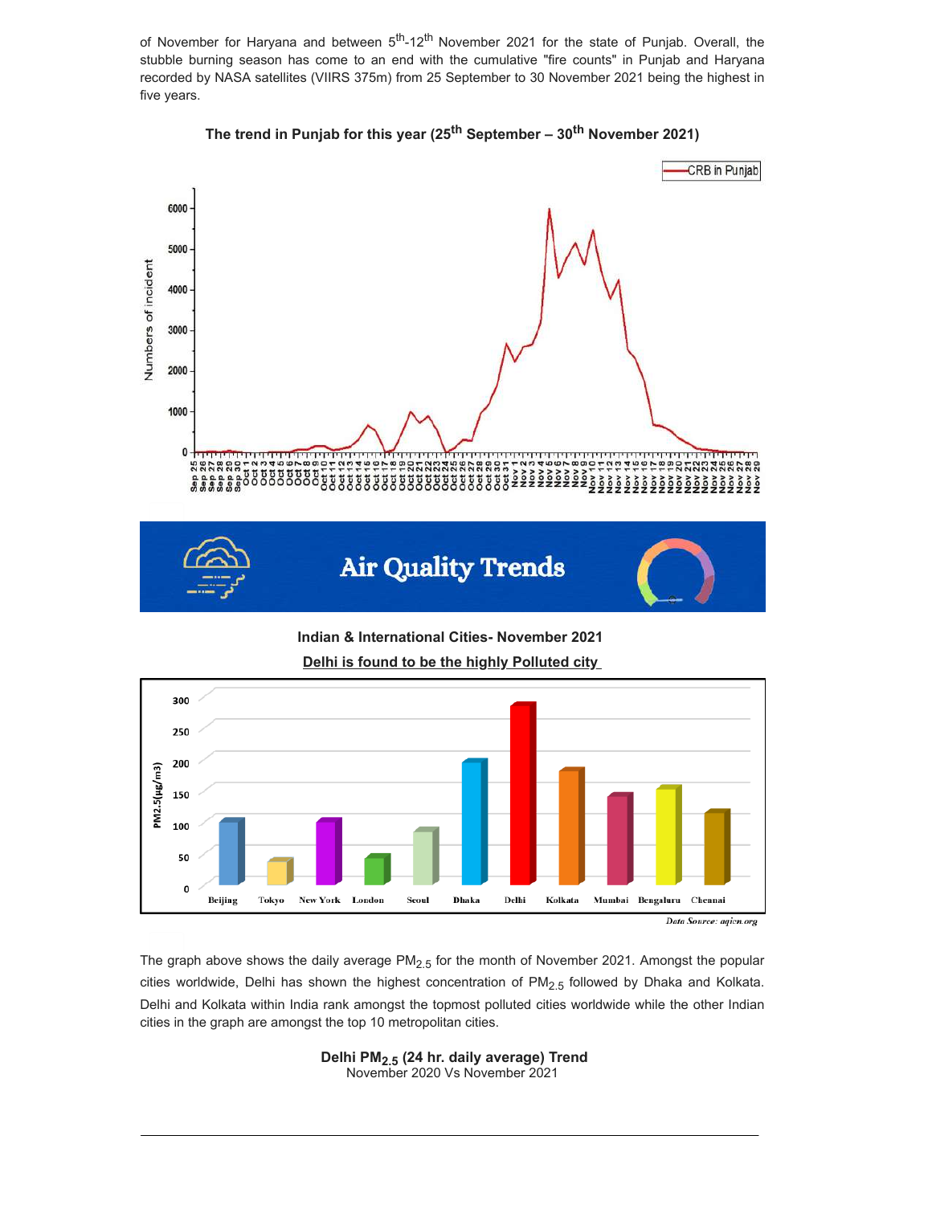of November for Haryana and between 5th-12th November 2021 for the state of Punjab. Overall, the stubble burning season has come to an end with the cumulative "fire counts" in Punjab and Haryana recorded by NASA satellites (VIIRS 375m) from 25 September to 30 November 2021 being the highest in five years.

**The trend in Punjab for this year (25th September – 30th November 2021)**

## Air Quality Trends

**Indian & International Cities- November 2021**

**Delhi is found to be the highly Polluted city**

*Data Source: aqicn.org*

The graph above shows the daily average $PM_{2.5}$ for the month of November 2021. Amongst the popular cities worldwide, Delhi has shown the highest concentration of $PM_{2.5}$ followed by Dhaka and Kolkata. Delhi and Kolkata within India rank amongst the topmost polluted cities worldwide while the other Indian cities in the graph are amongst the top 10 metropolitan cities.

**Delhi $PM_{2.5}$ (24 hr. daily average) Trend**
November 2020 Vs November 2021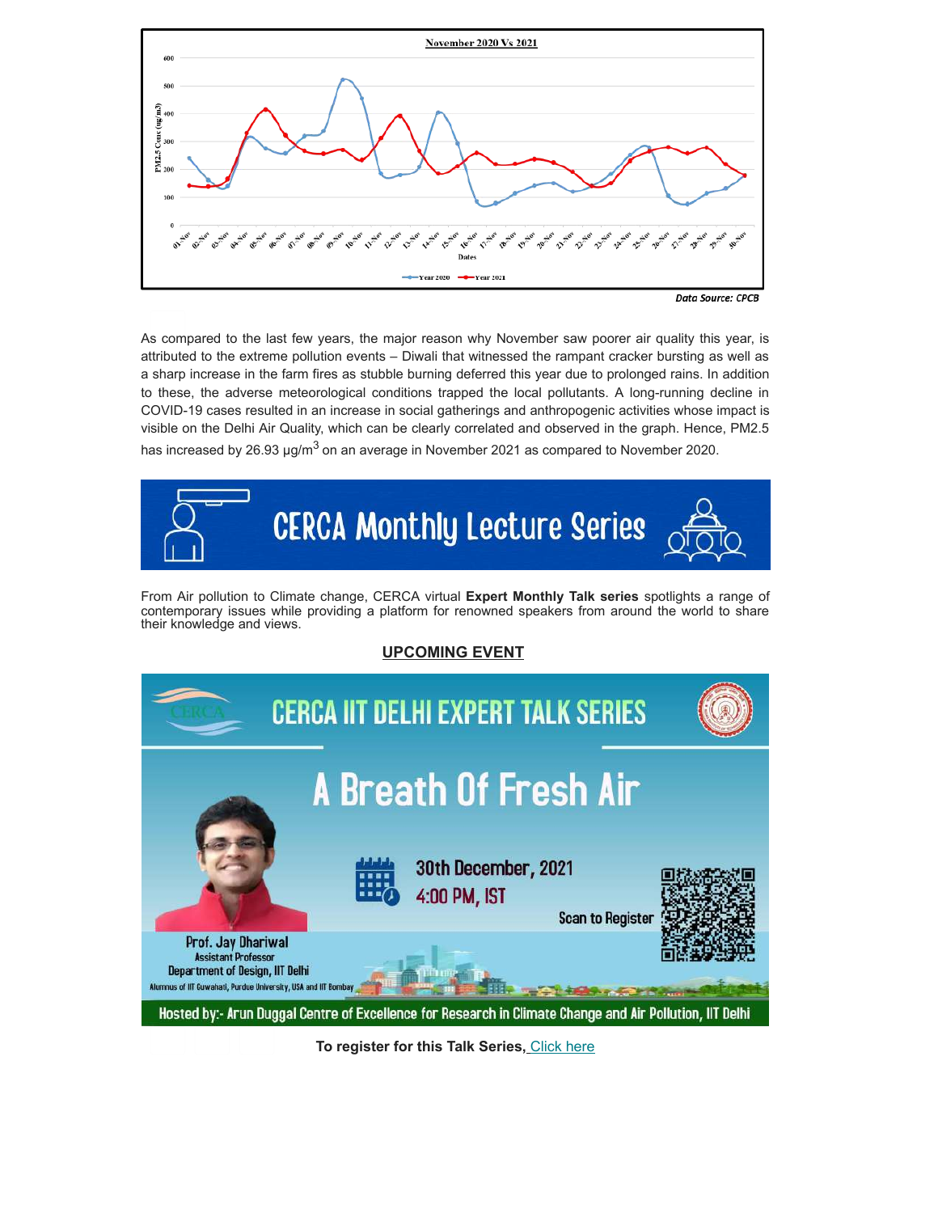**November 2020 Vs 2021**

Data Source: CPCB

As compared to the last few years, the major reason why November saw poorer air quality this year, is attributed to the extreme pollution events – Diwali that witnessed the rampant cracker bursting as well as a sharp increase in the farm fires as stubble burning deferred this year due to prolonged rains. In addition to these, the adverse meteorological conditions trapped the local pollutants. A long-running decline in COVID-19 cases resulted in an increase in social gatherings and anthropogenic activities whose impact is visible on the Delhi Air Quality, which can be clearly correlated and observed in the graph. Hence, PM2.5 has increased by 26.93 µg/m$^3$ on an average in November 2021 as compared to November 2020.

## CERCA Monthly Lecture Series

From Air pollution to Climate change, CERCA virtual **Expert Monthly Talk series** spotlights a range of contemporary issues while providing a platform for renowned speakers from around the world to share their knowledge and views.

### UPCOMING EVENT

**CERCA IIT DELHI EXPERT TALK SERIES**

**A Breath Of Fresh Air**

30th December, 2021
4:00 PM, IST

Scan to Register

Prof. Jay Dhariwal
Assistant Professor
Department of Design, IIT Delhi
Alumnus of IIT Guwahati, Purdue University, USA and IIT Bombay

Hosted by:- Arun Duggal Centre of Excellence for Research in Climate Change and Air Pollution, IIT Delhi

**To register for this Talk Series,** Click here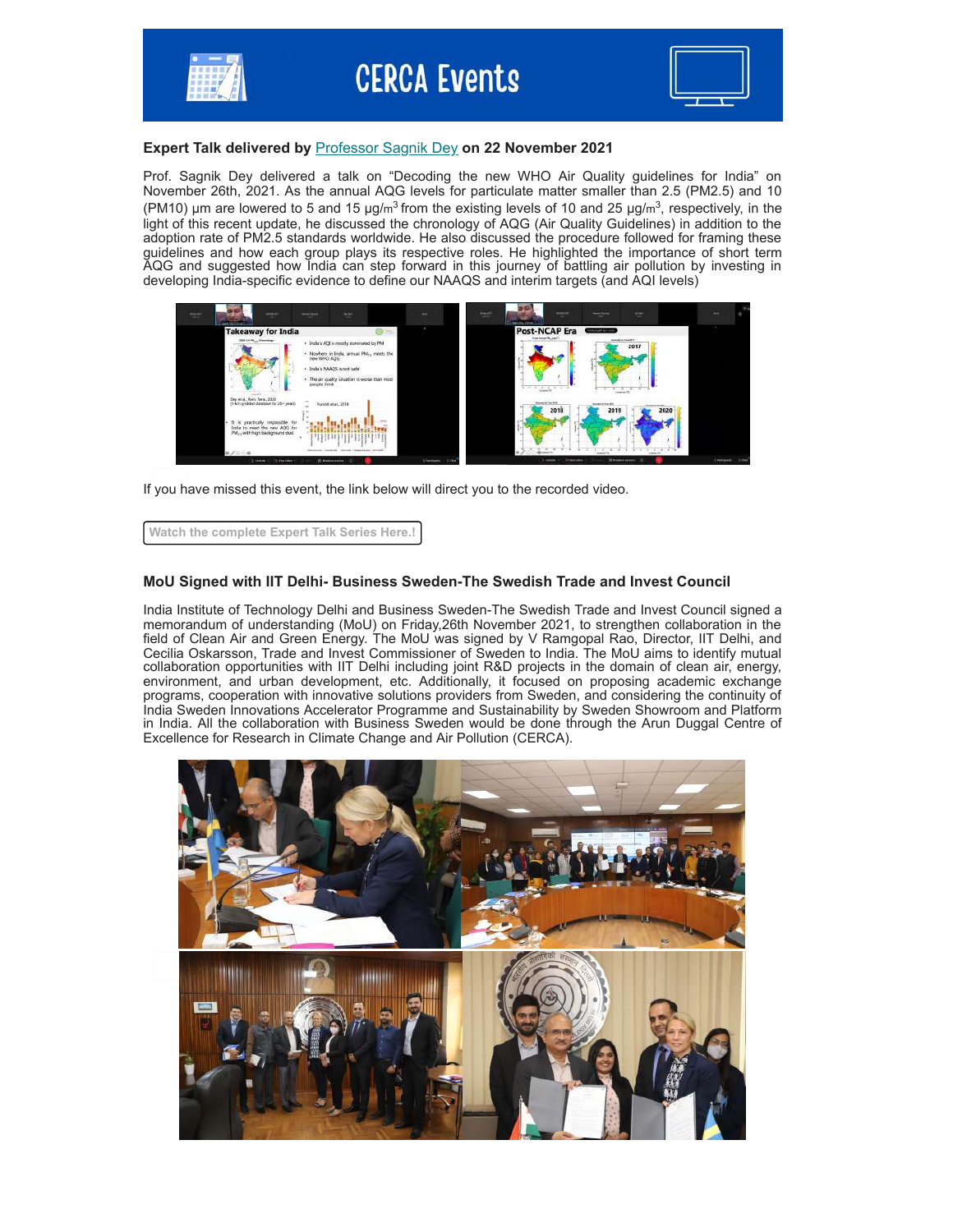# CERCA Events

### **Expert Talk delivered by** Professor Sagnik Dey **on 22 November 2021**

Prof. Sagnik Dey delivered a talk on "Decoding the new WHO Air Quality guidelines for India" on November 26th, 2021. As the annual AQG levels for particulate matter smaller than 2.5 (PM2.5) and 10 (PM10) µm are lowered to 5 and 15 µg/m$^3$ from the existing levels of 10 and 25 µg/m$^3$, respectively, in the light of this recent update, he discussed the chronology of AQG (Air Quality Guidelines) in addition to the adoption rate of PM2.5 standards worldwide. He also discussed the procedure followed for framing these guidelines and how each group plays its respective roles. He highlighted the importance of short term AQG and suggested how India can step forward in this journey of battling air pollution by investing in developing India-specific evidence to define our NAAQS and interim targets (and AQI levels)

If you have missed this event, the link below will direct you to the recorded video.

Watch the complete Expert Talk Series Here.!

### **MoU Signed with IIT Delhi- Business Sweden-The Swedish Trade and Invest Council**

India Institute of Technology Delhi and Business Sweden-The Swedish Trade and Invest Council signed a memorandum of understanding (MoU) on Friday,26th November 2021, to strengthen collaboration in the field of Clean Air and Green Energy. The MoU was signed by V Ramgopal Rao, Director, IIT Delhi, and Cecilia Oskarsson, Trade and Invest Commissioner of Sweden to India. The MoU aims to identify mutual collaboration opportunities with IIT Delhi including joint R&D projects in the domain of clean air, energy, environment, and urban development, etc. Additionally, it focused on proposing academic exchange programs, cooperation with innovative solutions providers from Sweden, and considering the continuity of India Sweden Innovations Accelerator Programme and Sustainability by Sweden Showroom and Platform in India. All the collaboration with Business Sweden would be done through the Arun Duggal Centre of Excellence for Research in Climate Change and Air Pollution (CERCA).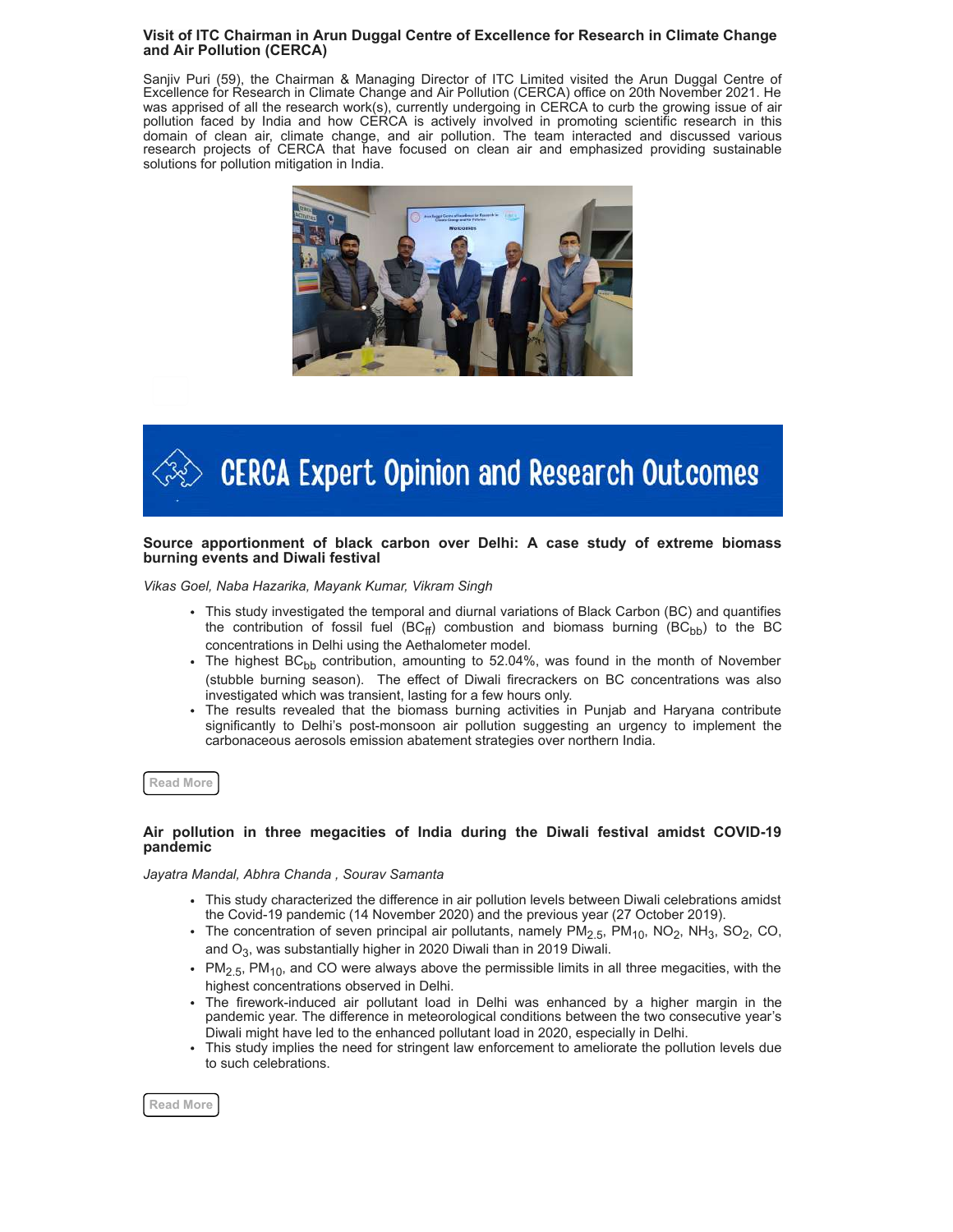### Visit of ITC Chairman in Arun Duggal Centre of Excellence for Research in Climate Change and Air Pollution (CERCA)

Sanjiv Puri (59), the Chairman & Managing Director of ITC Limited visited the Arun Duggal Centre of Excellence for Research in Climate Change and Air Pollution (CERCA) office on 20th November 2021. He was apprised of all the research work(s), currently undergoing in CERCA to curb the growing issue of air pollution faced by India and how CERCA is actively involved in promoting scientific research in this domain of clean air, climate change, and air pollution. The team interacted and discussed various research projects of CERCA that have focused on clean air and emphasized providing sustainable solutions for pollution mitigation in India.

## CERCA Expert Opinion and Research Outcomes

### Source apportionment of black carbon over Delhi: A case study of extreme biomass burning events and Diwali festival

*Vikas Goel, Naba Hazarika, Mayank Kumar, Vikram Singh*

- This study investigated the temporal and diurnal variations of Black Carbon (BC) and quantifies the contribution of fossil fuel ($BC_{ff}$) combustion and biomass burning ($BC_{bb}$) to the BC concentrations in Delhi using the Aethalometer model.
- The highest $BC_{bb}$ contribution, amounting to 52.04%, was found in the month of November (stubble burning season). The effect of Diwali firecrackers on BC concentrations was also investigated which was transient, lasting for a few hours only.
- The results revealed that the biomass burning activities in Punjab and Haryana contribute significantly to Delhi's post-monsoon air pollution suggesting an urgency to implement the carbonaceous aerosols emission abatement strategies over northern India.

Read More

### Air pollution in three megacities of India during the Diwali festival amidst COVID-19 pandemic

*Jayatra Mandal, Abhra Chanda , Sourav Samanta*

- This study characterized the difference in air pollution levels between Diwali celebrations amidst the Covid-19 pandemic (14 November 2020) and the previous year (27 October 2019).
- The concentration of seven principal air pollutants, namely $PM_{2.5}$, $PM_{10}$, $NO_2$, $NH_3$, $SO_2$, CO, and $O_3$, was substantially higher in 2020 Diwali than in 2019 Diwali.
- $PM_{2.5}$, $PM_{10}$, and CO were always above the permissible limits in all three megacities, with the highest concentrations observed in Delhi.
- The firework-induced air pollutant load in Delhi was enhanced by a higher margin in the pandemic year. The difference in meteorological conditions between the two consecutive year's Diwali might have led to the enhanced pollutant load in 2020, especially in Delhi.
- This study implies the need for stringent law enforcement to ameliorate the pollution levels due to such celebrations.

Read More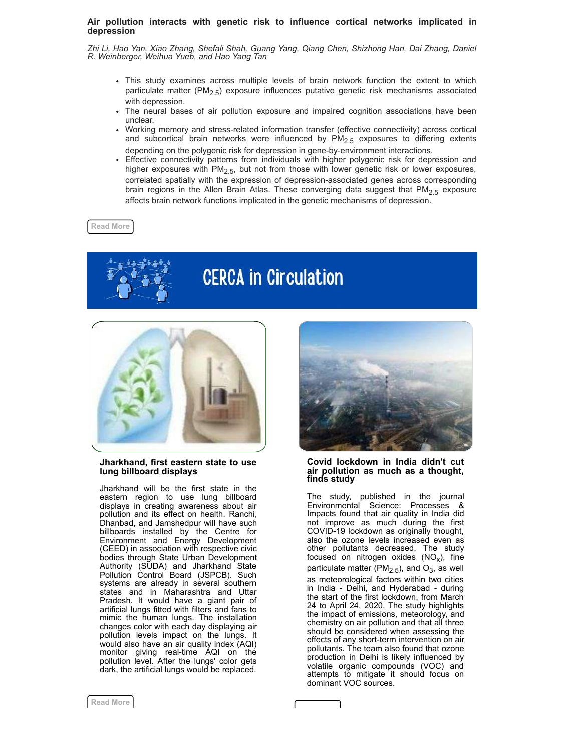### Air pollution interacts with genetic risk to influence cortical networks implicated in depression

*Zhi Li, Hao Yan, Xiao Zhang, Shefali Shah, Guang Yang, Qiang Chen, Shizhong Han, Dai Zhang, Daniel R. Weinberger, Weihua Yueb, and Hao Yang Tan*

- This study examines across multiple levels of brain network function the extent to which particulate matter ($PM_{2.5}$) exposure influences putative genetic risk mechanisms associated with depression.
- The neural bases of air pollution exposure and impaired cognition associations have been unclear.
- Working memory and stress-related information transfer (effective connectivity) across cortical and subcortical brain networks were influenced by $PM_{2.5}$ exposures to differing extents depending on the polygenic risk for depression in gene-by-environment interactions.
- Effective connectivity patterns from individuals with higher polygenic risk for depression and higher exposures with $PM_{2.5}$, but not from those with lower genetic risk or lower exposures, correlated spatially with the expression of depression-associated genes across corresponding brain regions in the Allen Brain Atlas. These converging data suggest that $PM_{2.5}$ exposure affects brain network functions implicated in the genetic mechanisms of depression.

Read More

## CERCA in Circulation

### Jharkhand, first eastern state to use lung billboard displays

Jharkhand will be the first state in the eastern region to use lung billboard displays in creating awareness about air pollution and its effect on health. Ranchi, Dhanbad, and Jamshedpur will have such billboards installed by the Centre for Environment and Energy Development (CEED) in association with respective civic bodies through State Urban Development Authority (SUDA) and Jharkhand State Pollution Control Board (JSPCB). Such systems are already in several southern states and in Maharashtra and Uttar Pradesh. It would have a giant pair of artificial lungs fitted with filters and fans to mimic the human lungs. The installation changes color with each day displaying air pollution levels impact on the lungs. It would also have an air quality index (AQI) monitor giving real-time AQI on the pollution level. After the lungs' color gets dark, the artificial lungs would be replaced.

Read More

### Covid lockdown in India didn't cut air pollution as much as a thought, finds study

The study, published in the journal Environmental Science: Processes & Impacts found that air quality in India did not improve as much during the first COVID-19 lockdown as originally thought, also the ozone levels increased even as other pollutants decreased. The study focused on nitrogen oxides ($NO_x$), fine particulate matter ($PM_{2.5}$), and $O_3$, as well as meteorological factors within two cities in India - Delhi, and Hyderabad - during the start of the first lockdown, from March 24 to April 24, 2020. The study highlights the impact of emissions, meteorology, and chemistry on air pollution and that all three should be considered when assessing the effects of any short-term intervention on air pollutants. The team also found that ozone production in Delhi is likely influenced by volatile organic compounds (VOC) and attempts to mitigate it should focus on dominant VOC sources.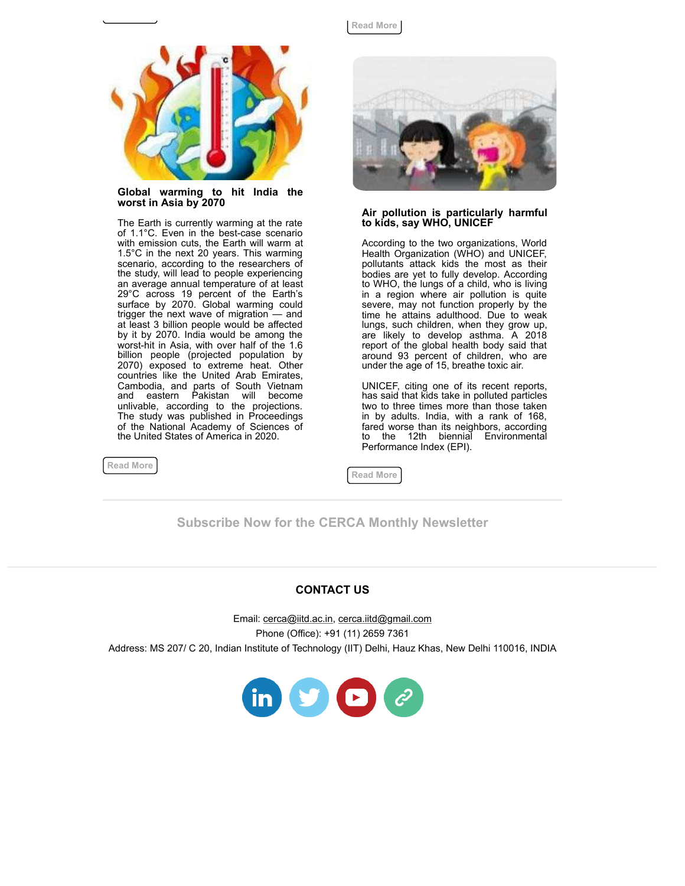Read More

## Global warming to hit India the worst in Asia by 2070

The Earth is currently warming at the rate of 1.1°C. Even in the best-case scenario with emission cuts, the Earth will warm at 1.5°C in the next 20 years. This warming scenario, according to the researchers of the study, will lead to people experiencing an average annual temperature of at least 29°C across 19 percent of the Earth's surface by 2070. Global warming could trigger the next wave of migration — and at least 3 billion people would be affected by it by 2070. India would be among the worst-hit in Asia, with over half of the 1.6 billion people (projected population by 2070) exposed to extreme heat. Other countries like the United Arab Emirates, Cambodia, and parts of South Vietnam and eastern Pakistan will become unlivable, according to the projections. The study was published in Proceedings of the National Academy of Sciences of the United States of America in 2020.

Read More

## Air pollution is particularly harmful to kids, say WHO, UNICEF

According to the two organizations, World Health Organization (WHO) and UNICEF, pollutants attack kids the most as their bodies are yet to fully develop. According to WHO, the lungs of a child, who is living in a region where air pollution is quite severe, may not function properly by the time he attains adulthood. Due to weak lungs, such children, when they grow up, are likely to develop asthma. A 2018 report of the global health body said that around 93 percent of children, who are under the age of 15, breathe toxic air.

UNICEF, citing one of its recent reports, has said that kids take in polluted particles two to three times more than those taken in by adults. India, with a rank of 168, fared worse than its neighbors, according to the 12th biennial Environmental Performance Index (EPI).

Read More

---

**Subscribe Now for the CERCA Monthly Newsletter**

---

## CONTACT US

Email: cerca@iitd.ac.in, cerca.iitd@gmail.com

Phone (Office): +91 (11) 2659 7361

Address: MS 207/ C 20, Indian Institute of Technology (IIT) Delhi, Hauz Khas, New Delhi 110016, INDIA